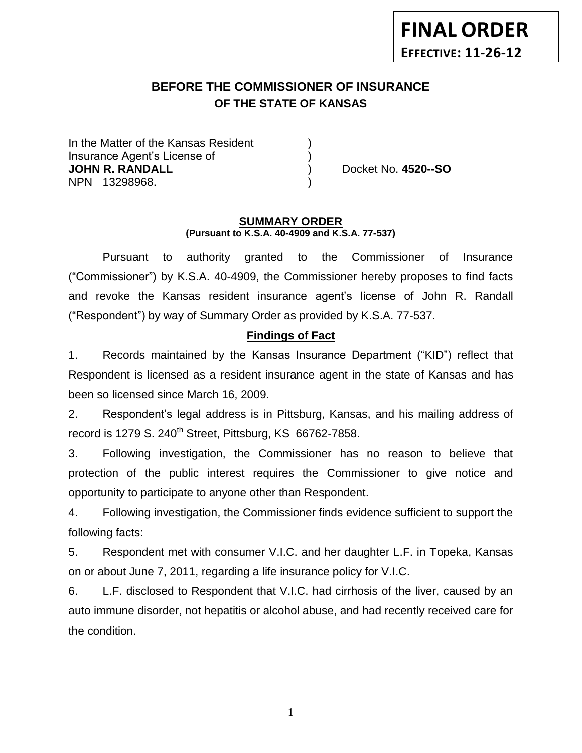**FINAL ORDER**
**EFFECTIVE: 11-26-12**

# BEFORE THE COMMISSIONER OF INSURANCE
## OF THE STATE OF KANSAS

In the Matter of the Kansas Resident )
Insurance Agent's License of )
**JOHN R. RANDALL** ) Docket No. **4520--SO**
NPN 13298968. )

### SUMMARY ORDER
**(Pursuant to K.S.A. 40-4909 and K.S.A. 77-537)**

Pursuant to authority granted to the Commissioner of Insurance ("Commissioner") by K.S.A. 40-4909, the Commissioner hereby proposes to find facts and revoke the Kansas resident insurance agent's license of John R. Randall ("Respondent") by way of Summary Order as provided by K.S.A. 77-537.

### Findings of Fact

1. Records maintained by the Kansas Insurance Department ("KID") reflect that Respondent is licensed as a resident insurance agent in the state of Kansas and has been so licensed since March 16, 2009.

2. Respondent's legal address is in Pittsburg, Kansas, and his mailing address of record is 1279 S. 240th Street, Pittsburg, KS 66762-7858.

3. Following investigation, the Commissioner has no reason to believe that protection of the public interest requires the Commissioner to give notice and opportunity to participate to anyone other than Respondent.

4. Following investigation, the Commissioner finds evidence sufficient to support the following facts:

5. Respondent met with consumer V.I.C. and her daughter L.F. in Topeka, Kansas on or about June 7, 2011, regarding a life insurance policy for V.I.C.

6. L.F. disclosed to Respondent that V.I.C. had cirrhosis of the liver, caused by an auto immune disorder, not hepatitis or alcohol abuse, and had recently received care for the condition.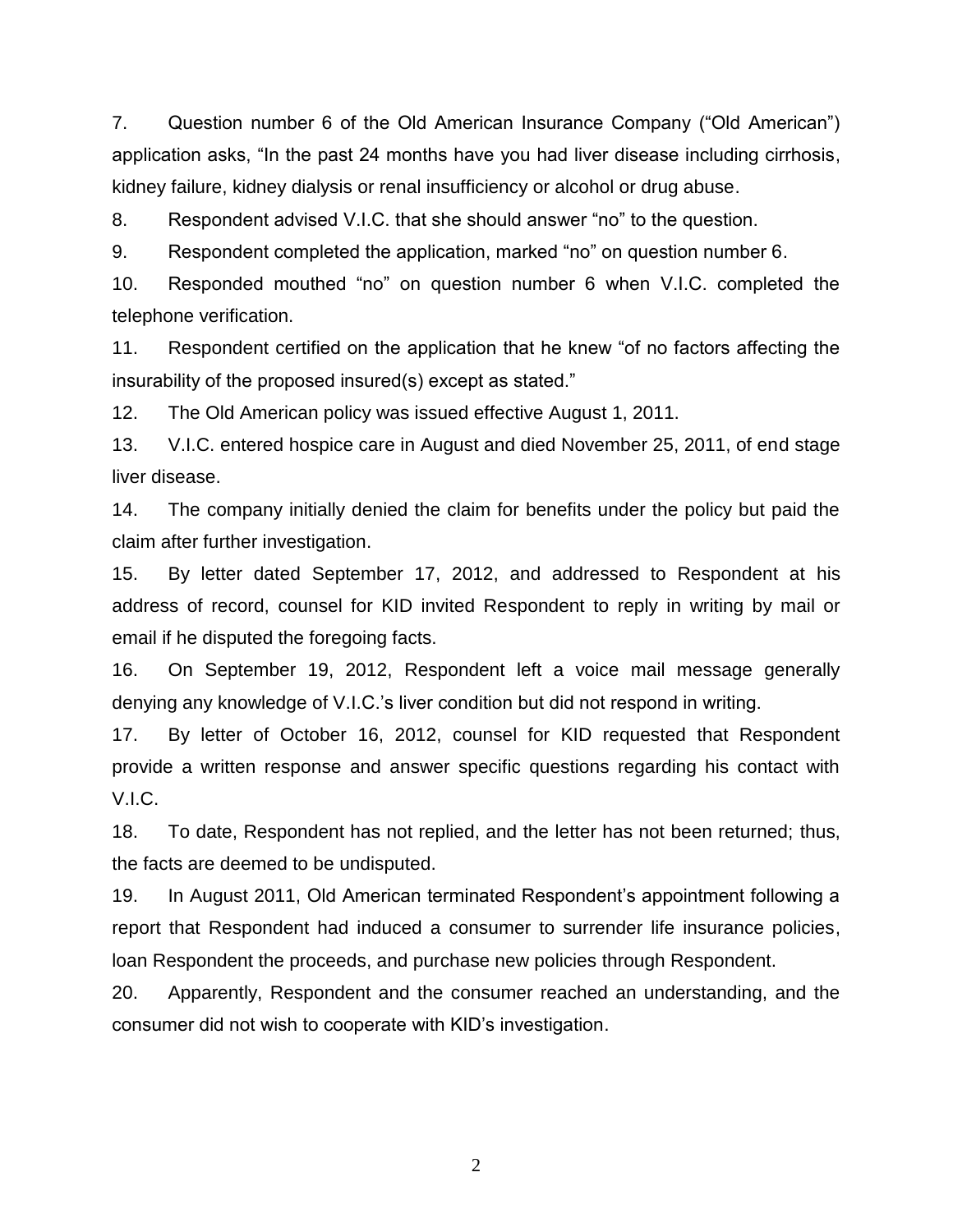7. Question number 6 of the Old American Insurance Company ("Old American") application asks, "In the past 24 months have you had liver disease including cirrhosis, kidney failure, kidney dialysis or renal insufficiency or alcohol or drug abuse.

8. Respondent advised V.I.C. that she should answer "no" to the question.

9. Respondent completed the application, marked "no" on question number 6.

10. Responded mouthed "no" on question number 6 when V.I.C. completed the telephone verification.

11. Respondent certified on the application that he knew "of no factors affecting the insurability of the proposed insured(s) except as stated."

12. The Old American policy was issued effective August 1, 2011.

13. V.I.C. entered hospice care in August and died November 25, 2011, of end stage liver disease.

14. The company initially denied the claim for benefits under the policy but paid the claim after further investigation.

15. By letter dated September 17, 2012, and addressed to Respondent at his address of record, counsel for KID invited Respondent to reply in writing by mail or email if he disputed the foregoing facts.

16. On September 19, 2012, Respondent left a voice mail message generally denying any knowledge of V.I.C.'s liver condition but did not respond in writing.

17. By letter of October 16, 2012, counsel for KID requested that Respondent provide a written response and answer specific questions regarding his contact with V.I.C.

18. To date, Respondent has not replied, and the letter has not been returned; thus, the facts are deemed to be undisputed.

19. In August 2011, Old American terminated Respondent's appointment following a report that Respondent had induced a consumer to surrender life insurance policies, loan Respondent the proceeds, and purchase new policies through Respondent.

20. Apparently, Respondent and the consumer reached an understanding, and the consumer did not wish to cooperate with KID's investigation.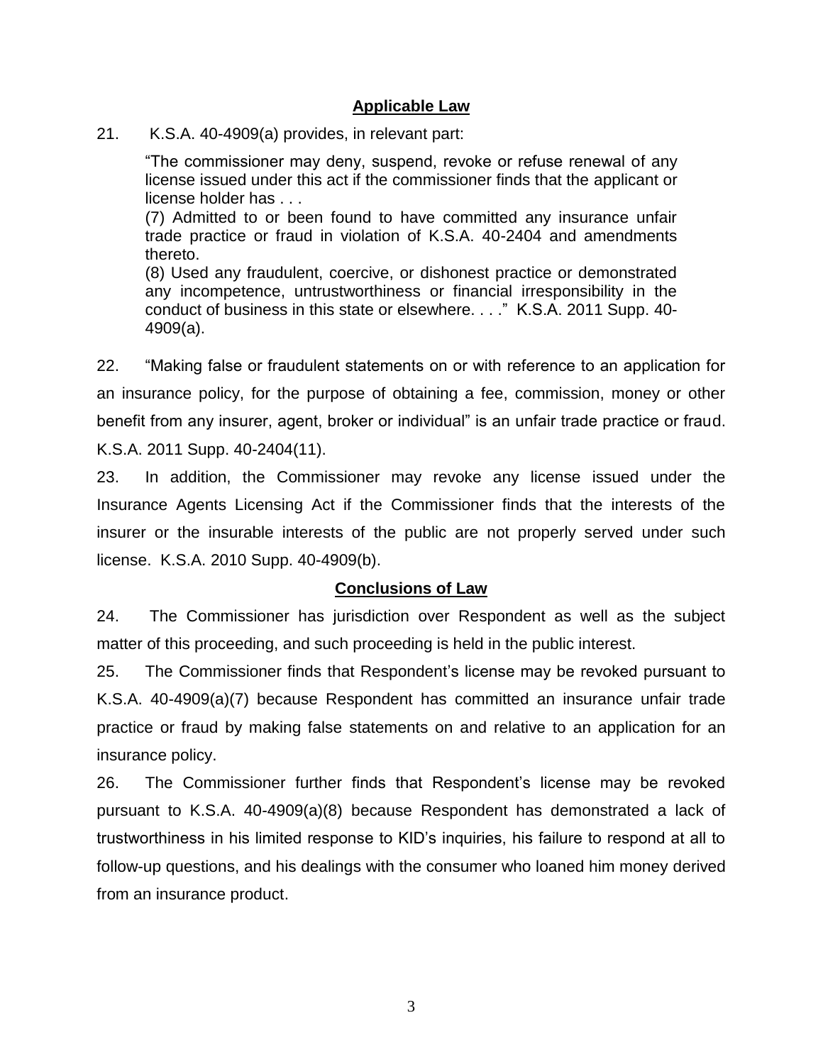## Applicable Law

21. K.S.A. 40-4909(a) provides, in relevant part:

> "The commissioner may deny, suspend, revoke or refuse renewal of any license issued under this act if the commissioner finds that the applicant or license holder has . . .
>
> (7) Admitted to or been found to have committed any insurance unfair trade practice or fraud in violation of K.S.A. 40-2404 and amendments thereto.
>
> (8) Used any fraudulent, coercive, or dishonest practice or demonstrated any incompetence, untrustworthiness or financial irresponsibility in the conduct of business in this state or elsewhere. . . ." K.S.A. 2011 Supp. 40-4909(a).

22. "Making false or fraudulent statements on or with reference to an application for an insurance policy, for the purpose of obtaining a fee, commission, money or other benefit from any insurer, agent, broker or individual" is an unfair trade practice or fraud. K.S.A. 2011 Supp. 40-2404(11).

23. In addition, the Commissioner may revoke any license issued under the Insurance Agents Licensing Act if the Commissioner finds that the interests of the insurer or the insurable interests of the public are not properly served under such license. K.S.A. 2010 Supp. 40-4909(b).

## Conclusions of Law

24. The Commissioner has jurisdiction over Respondent as well as the subject matter of this proceeding, and such proceeding is held in the public interest.

25. The Commissioner finds that Respondent's license may be revoked pursuant to K.S.A. 40-4909(a)(7) because Respondent has committed an insurance unfair trade practice or fraud by making false statements on and relative to an application for an insurance policy.

26. The Commissioner further finds that Respondent's license may be revoked pursuant to K.S.A. 40-4909(a)(8) because Respondent has demonstrated a lack of trustworthiness in his limited response to KID's inquiries, his failure to respond at all to follow-up questions, and his dealings with the consumer who loaned him money derived from an insurance product.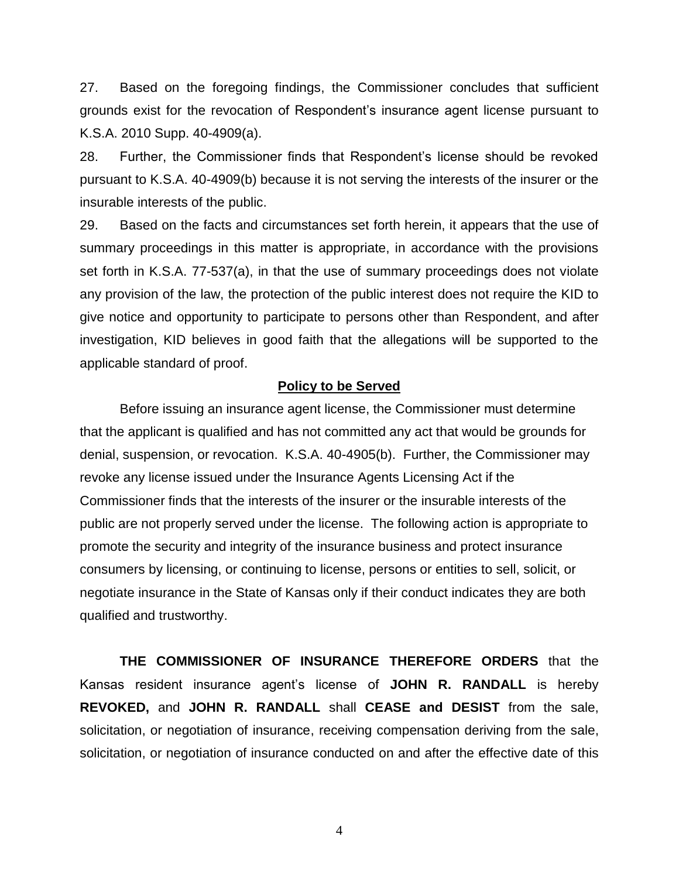27. Based on the foregoing findings, the Commissioner concludes that sufficient grounds exist for the revocation of Respondent's insurance agent license pursuant to K.S.A. 2010 Supp. 40-4909(a).

28. Further, the Commissioner finds that Respondent's license should be revoked pursuant to K.S.A. 40-4909(b) because it is not serving the interests of the insurer or the insurable interests of the public.

29. Based on the facts and circumstances set forth herein, it appears that the use of summary proceedings in this matter is appropriate, in accordance with the provisions set forth in K.S.A. 77-537(a), in that the use of summary proceedings does not violate any provision of the law, the protection of the public interest does not require the KID to give notice and opportunity to participate to persons other than Respondent, and after investigation, KID believes in good faith that the allegations will be supported to the applicable standard of proof.

## Policy to be Served

Before issuing an insurance agent license, the Commissioner must determine that the applicant is qualified and has not committed any act that would be grounds for denial, suspension, or revocation. K.S.A. 40-4905(b). Further, the Commissioner may revoke any license issued under the Insurance Agents Licensing Act if the Commissioner finds that the interests of the insurer or the insurable interests of the public are not properly served under the license. The following action is appropriate to promote the security and integrity of the insurance business and protect insurance consumers by licensing, or continuing to license, persons or entities to sell, solicit, or negotiate insurance in the State of Kansas only if their conduct indicates they are both qualified and trustworthy.

**THE COMMISSIONER OF INSURANCE THEREFORE ORDERS** that the Kansas resident insurance agent's license of **JOHN R. RANDALL** is hereby **REVOKED,** and **JOHN R. RANDALL** shall **CEASE and DESIST** from the sale, solicitation, or negotiation of insurance, receiving compensation deriving from the sale, solicitation, or negotiation of insurance conducted on and after the effective date of this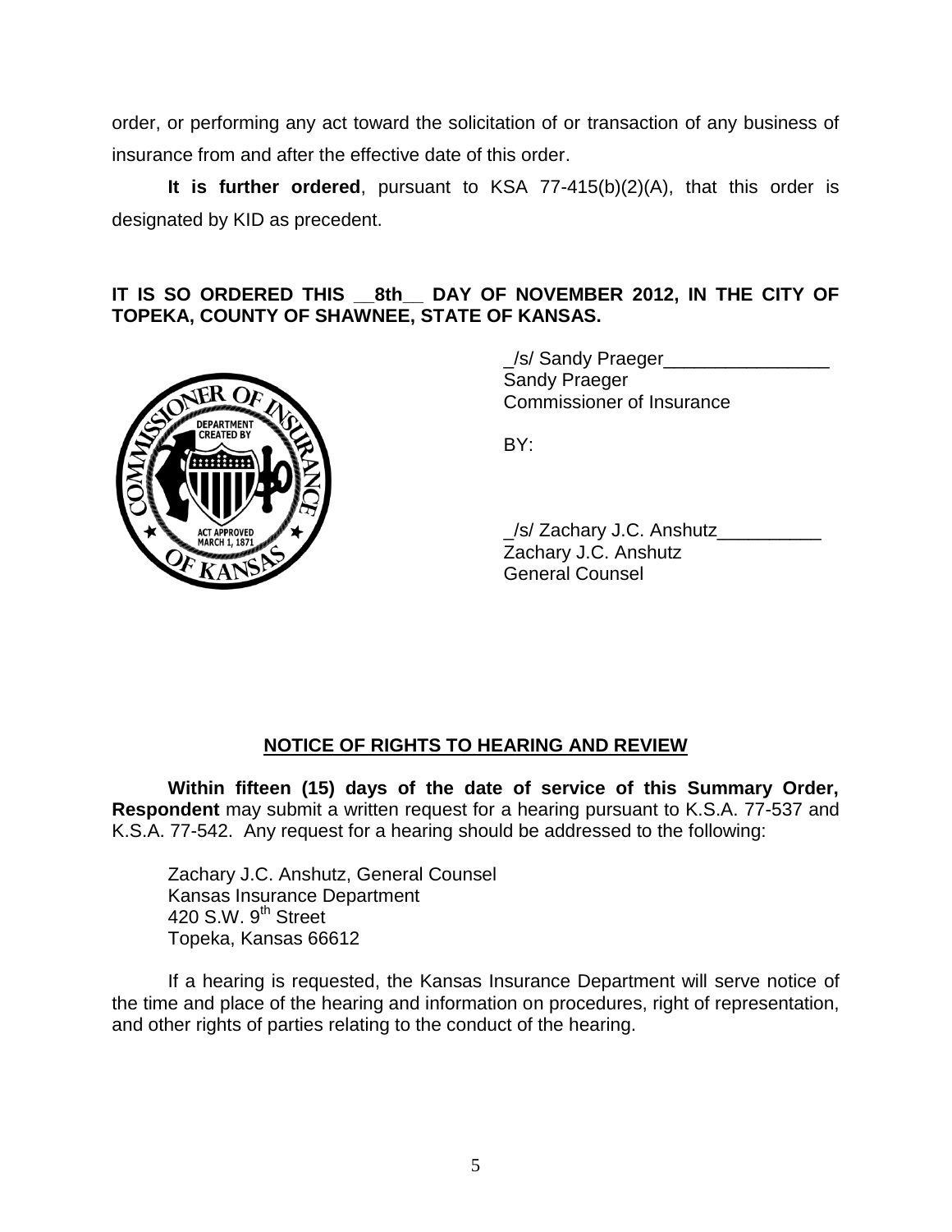order, or performing any act toward the solicitation of or transaction of any business of insurance from and after the effective date of this order.

**It is further ordered**, pursuant to KSA 77-415(b)(2)(A), that this order is designated by KID as precedent.

**IT IS SO ORDERED THIS __8th__ DAY OF NOVEMBER 2012, IN THE CITY OF TOPEKA, COUNTY OF SHAWNEE, STATE OF KANSAS.**

_/s/ Sandy Praeger________________
Sandy Praeger
Commissioner of Insurance

BY:

_/s/ Zachary J.C. Anshutz__________
Zachary J.C. Anshutz
General Counsel

## NOTICE OF RIGHTS TO HEARING AND REVIEW

**Within fifteen (15) days of the date of service of this Summary Order, Respondent** may submit a written request for a hearing pursuant to K.S.A. 77-537 and K.S.A. 77-542. Any request for a hearing should be addressed to the following:

Zachary J.C. Anshutz, General Counsel
Kansas Insurance Department
420 S.W. 9th Street
Topeka, Kansas 66612

If a hearing is requested, the Kansas Insurance Department will serve notice of the time and place of the hearing and information on procedures, right of representation, and other rights of parties relating to the conduct of the hearing.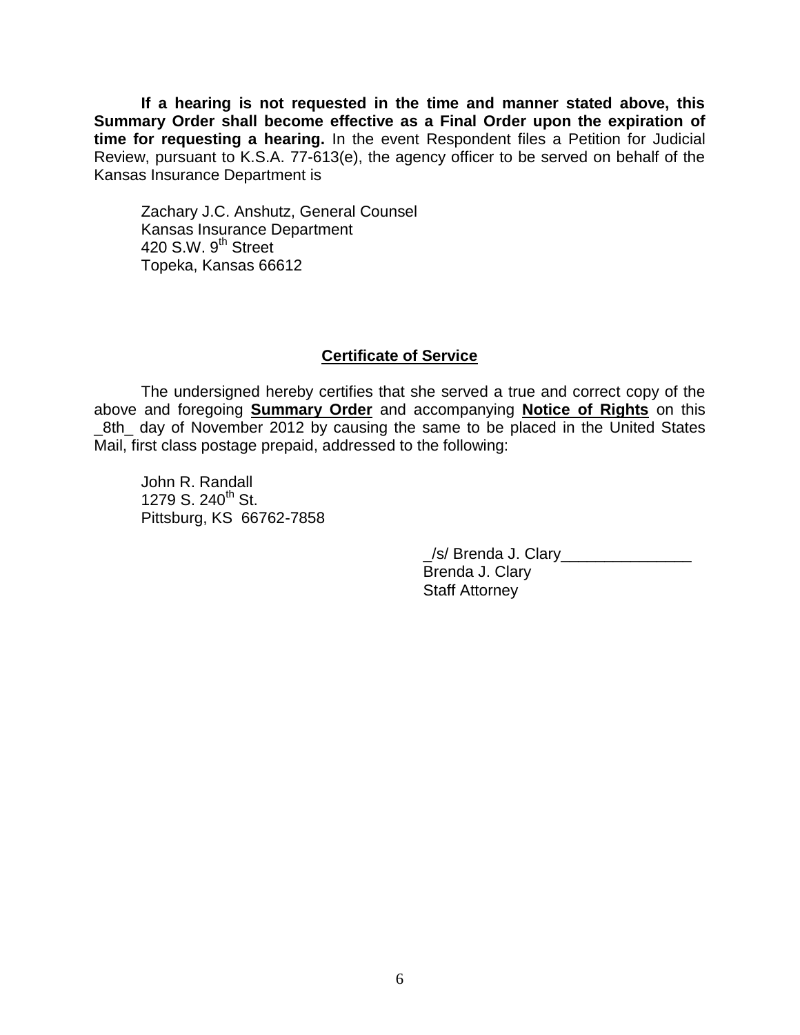**If a hearing is not requested in the time and manner stated above, this Summary Order shall become effective as a Final Order upon the expiration of time for requesting a hearing.** In the event Respondent files a Petition for Judicial Review, pursuant to K.S.A. 77-613(e), the agency officer to be served on behalf of the Kansas Insurance Department is

Zachary J.C. Anshutz, General Counsel
Kansas Insurance Department
420 S.W. 9th Street
Topeka, Kansas 66612

## Certificate of Service

The undersigned hereby certifies that she served a true and correct copy of the above and foregoing **Summary Order** and accompanying **Notice of Rights** on this _8th_ day of November 2012 by causing the same to be placed in the United States Mail, first class postage prepaid, addressed to the following:

John R. Randall
1279 S. 240th St.
Pittsburg, KS 66762-7858

_/s/ Brenda J. Clary_______________
Brenda J. Clary
Staff Attorney